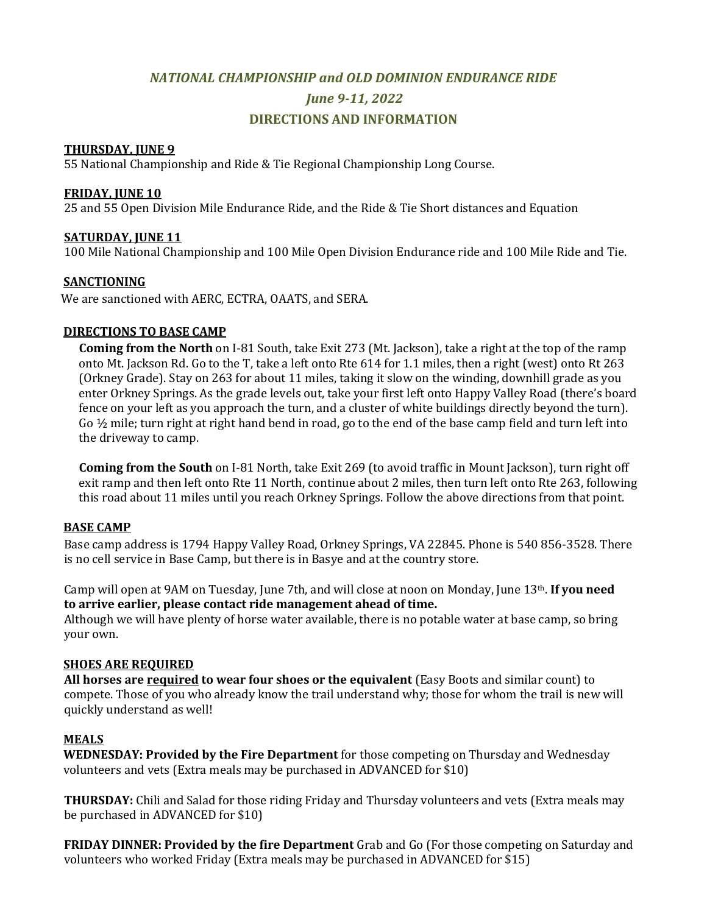# *NATIONAL CHAMPIONSHIP and OLD DOMINION ENDURANCE RIDE*

## *June 9-11, 2022*

## DIRECTIONS AND INFORMATION

**THURSDAY, JUNE 9**

55 National Championship and Ride & Tie Regional Championship Long Course.

**FRIDAY, JUNE 10**

25 and 55 Open Division Mile Endurance Ride, and the Ride & Tie Short distances and Equation

**SATURDAY, JUNE 11**

100 Mile National Championship and 100 Mile Open Division Endurance ride and 100 Mile Ride and Tie.

**SANCTIONING**

We are sanctioned with AERC, ECTRA, OAATS, and SERA.

**DIRECTIONS TO BASE CAMP**

**Coming from the North** on I-81 South, take Exit 273 (Mt. Jackson), take a right at the top of the ramp onto Mt. Jackson Rd. Go to the T, take a left onto Rte 614 for 1.1 miles, then a right (west) onto Rt 263 (Orkney Grade). Stay on 263 for about 11 miles, taking it slow on the winding, downhill grade as you enter Orkney Springs. As the grade levels out, take your first left onto Happy Valley Road (there's board fence on your left as you approach the turn, and a cluster of white buildings directly beyond the turn). Go ½ mile; turn right at right hand bend in road, go to the end of the base camp field and turn left into the driveway to camp.

**Coming from the South** on I-81 North, take Exit 269 (to avoid traffic in Mount Jackson), turn right off exit ramp and then left onto Rte 11 North, continue about 2 miles, then turn left onto Rte 263, following this road about 11 miles until you reach Orkney Springs. Follow the above directions from that point.

**BASE CAMP**

Base camp address is 1794 Happy Valley Road, Orkney Springs, VA 22845. Phone is 540 856-3528. There is no cell service in Base Camp, but there is in Basye and at the country store.

Camp will open at 9AM on Tuesday, June 7th, and will close at noon on Monday, June 13th. **If you need to arrive earlier, please contact ride management ahead of time.**

Although we will have plenty of horse water available, there is no potable water at base camp, so bring your own.

**SHOES ARE REQUIRED**

**All horses are <u>required</u> to wear four shoes or the equivalent** (Easy Boots and similar count) to compete. Those of you who already know the trail understand why; those for whom the trail is new will quickly understand as well!

**MEALS**

**WEDNESDAY: Provided by the Fire Department** for those competing on Thursday and Wednesday volunteers and vets (Extra meals may be purchased in ADVANCED for $10)

**THURSDAY:** Chili and Salad for those riding Friday and Thursday volunteers and vets (Extra meals may be purchased in ADVANCED for $10)

**FRIDAY DINNER: Provided by the fire Department** Grab and Go (For those competing on Saturday and volunteers who worked Friday (Extra meals may be purchased in ADVANCED for $15)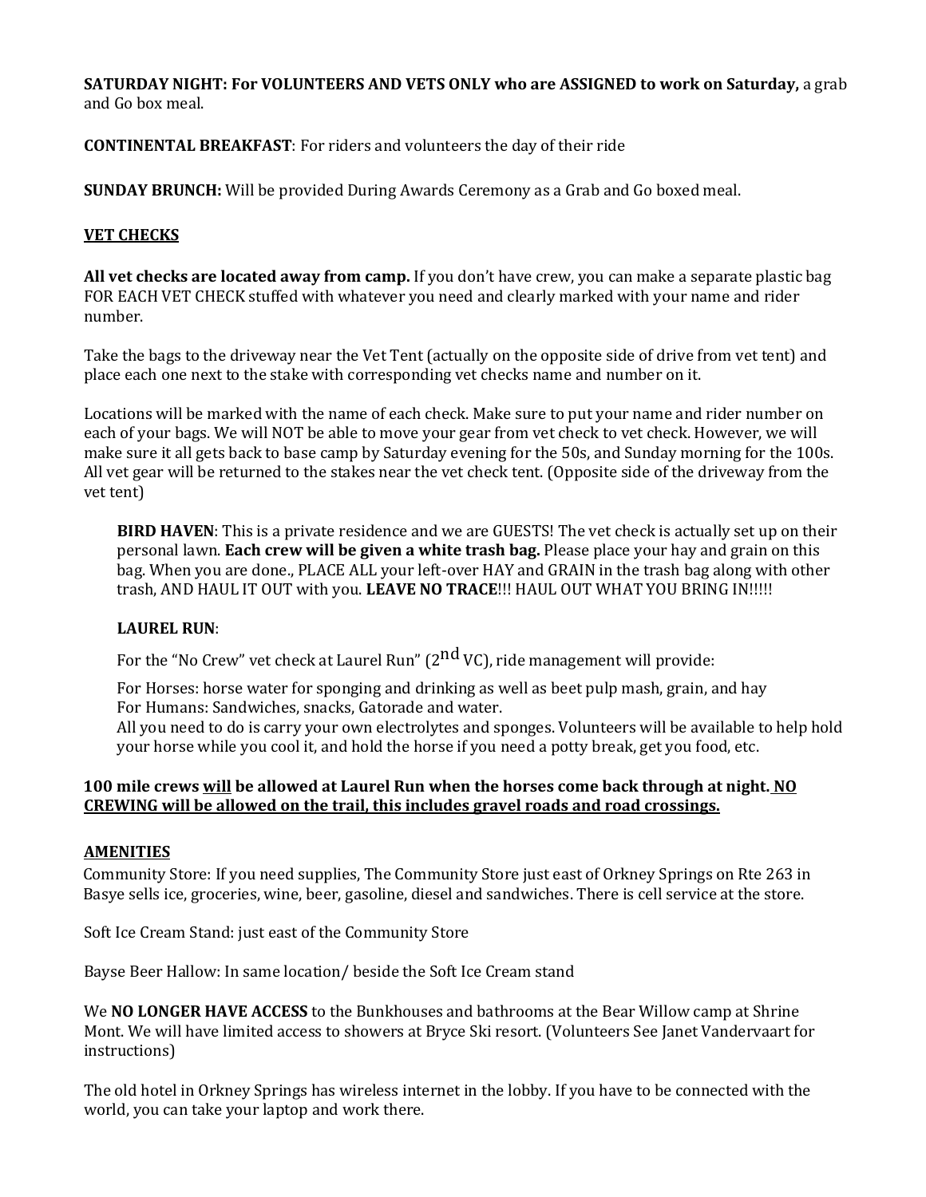**SATURDAY NIGHT: For VOLUNTEERS AND VETS ONLY who are ASSIGNED to work on Saturday,** a grab and Go box meal.

**CONTINENTAL BREAKFAST**: For riders and volunteers the day of their ride

**SUNDAY BRUNCH:** Will be provided During Awards Ceremony as a Grab and Go boxed meal.

## VET CHECKS

**All vet checks are located away from camp.** If you don't have crew, you can make a separate plastic bag FOR EACH VET CHECK stuffed with whatever you need and clearly marked with your name and rider number.

Take the bags to the driveway near the Vet Tent (actually on the opposite side of drive from vet tent) and place each one next to the stake with corresponding vet checks name and number on it.

Locations will be marked with the name of each check. Make sure to put your name and rider number on each of your bags. We will NOT be able to move your gear from vet check to vet check. However, we will make sure it all gets back to base camp by Saturday evening for the 50s, and Sunday morning for the 100s. All vet gear will be returned to the stakes near the vet check tent. (Opposite side of the driveway from the vet tent)

> **BIRD HAVEN**: This is a private residence and we are GUESTS! The vet check is actually set up on their personal lawn. **Each crew will be given a white trash bag.** Please place your hay and grain on this bag. When you are done., PLACE ALL your left-over HAY and GRAIN in the trash bag along with other trash, AND HAUL IT OUT with you. **LEAVE NO TRACE**!!! HAUL OUT WHAT YOU BRING IN!!!!!
>
> **LAUREL RUN**:
>
> For the "No Crew" vet check at Laurel Run" (2nd VC), ride management will provide:
>
> For Horses: horse water for sponging and drinking as well as beet pulp mash, grain, and hay
> For Humans: Sandwiches, snacks, Gatorade and water.
> All you need to do is carry your own electrolytes and sponges. Volunteers will be available to help hold your horse while you cool it, and hold the horse if you need a potty break, get you food, etc.

**100 mile crews <u>will</u> be allowed at Laurel Run when the horses come back through at night. <u>NO CREWING will be allowed on the trail, this includes gravel roads and road crossings.</u>**

## AMENITIES

Community Store: If you need supplies, The Community Store just east of Orkney Springs on Rte 263 in Basye sells ice, groceries, wine, beer, gasoline, diesel and sandwiches. There is cell service at the store.

Soft Ice Cream Stand: just east of the Community Store

Bayse Beer Hallow: In same location/ beside the Soft Ice Cream stand

We **NO LONGER HAVE ACCESS** to the Bunkhouses and bathrooms at the Bear Willow camp at Shrine Mont. We will have limited access to showers at Bryce Ski resort. (Volunteers See Janet Vandervaart for instructions)

The old hotel in Orkney Springs has wireless internet in the lobby. If you have to be connected with the world, you can take your laptop and work there.